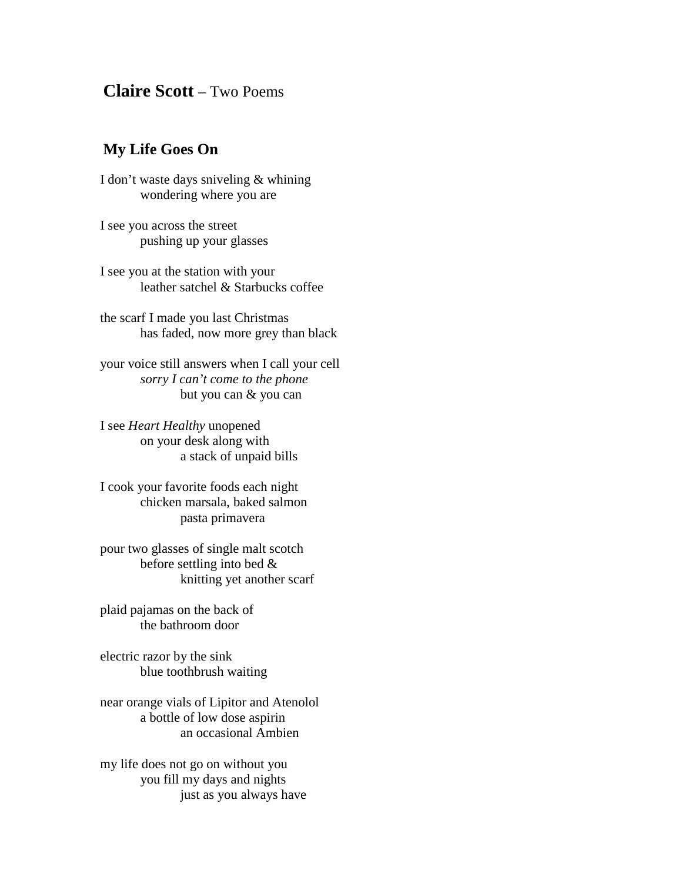# **Claire Scott** – Two Poems

## My Life Goes On

I don't waste days sniveling & whining
&emsp;&emsp;wondering where you are

I see you across the street
&emsp;&emsp;pushing up your glasses

I see you at the station with your
&emsp;&emsp;leather satchel & Starbucks coffee

the scarf I made you last Christmas
&emsp;&emsp;has faded, now more grey than black

your voice still answers when I call your cell
&emsp;&emsp;*sorry I can't come to the phone*
&emsp;&emsp;&emsp;&emsp;but you can & you can

I see *Heart Healthy* unopened
&emsp;&emsp;on your desk along with
&emsp;&emsp;&emsp;&emsp;a stack of unpaid bills

I cook your favorite foods each night
&emsp;&emsp;chicken marsala, baked salmon
&emsp;&emsp;&emsp;&emsp;pasta primavera

pour two glasses of single malt scotch
&emsp;&emsp;before settling into bed &
&emsp;&emsp;&emsp;&emsp;knitting yet another scarf

plaid pajamas on the back of
&emsp;&emsp;the bathroom door

electric razor by the sink
&emsp;&emsp;blue toothbrush waiting

near orange vials of Lipitor and Atenolol
&emsp;&emsp;a bottle of low dose aspirin
&emsp;&emsp;&emsp;&emsp;an occasional Ambien

my life does not go on without you
&emsp;&emsp;you fill my days and nights
&emsp;&emsp;&emsp;&emsp;just as you always have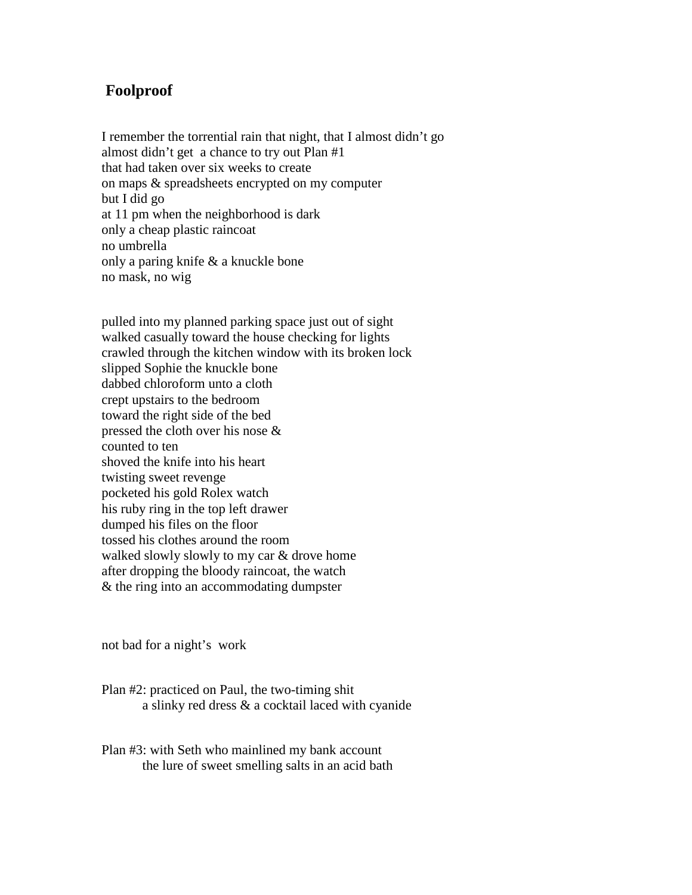## Foolproof

I remember the torrential rain that night, that I almost didn't go
almost didn't get a chance to try out Plan #1
that had taken over six weeks to create
on maps & spreadsheets encrypted on my computer
but I did go
at 11 pm when the neighborhood is dark
only a cheap plastic raincoat
no umbrella
only a paring knife & a knuckle bone
no mask, no wig

pulled into my planned parking space just out of sight
walked casually toward the house checking for lights
crawled through the kitchen window with its broken lock
slipped Sophie the knuckle bone
dabbed chloroform unto a cloth
crept upstairs to the bedroom
toward the right side of the bed
pressed the cloth over his nose &
counted to ten
shoved the knife into his heart
twisting sweet revenge
pocketed his gold Rolex watch
his ruby ring in the top left drawer
dumped his files on the floor
tossed his clothes around the room
walked slowly slowly to my car & drove home
after dropping the bloody raincoat, the watch
& the ring into an accommodating dumpster

not bad for a night's work

Plan #2: practiced on Paul, the two-timing shit
　　a slinky red dress & a cocktail laced with cyanide

Plan #3: with Seth who mainlined my bank account
　　the lure of sweet smelling salts in an acid bath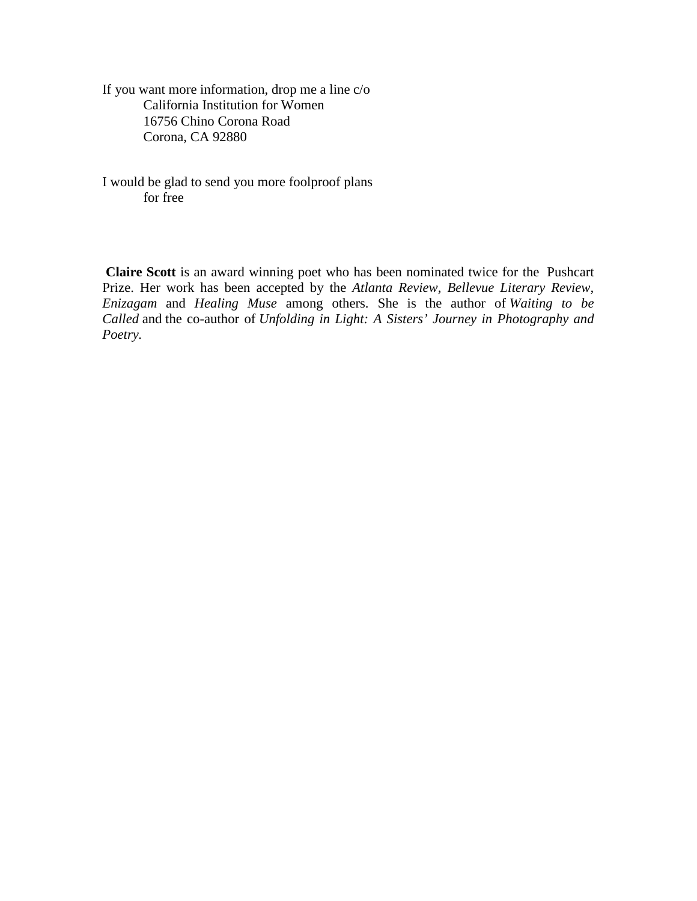If you want more information, drop me a line c/o
    California Institution for Women
    16756 Chino Corona Road
    Corona, CA 92880

I would be glad to send you more foolproof plans
    for free

**Claire Scott** is an award winning poet who has been nominated twice for the Pushcart Prize. Her work has been accepted by the *Atlanta Review*, *Bellevue Literary Review*, *Enizagam* and *Healing Muse* among others. She is the author of *Waiting to be Called* and the co-author of *Unfolding in Light: A Sisters' Journey in Photography and Poetry.*